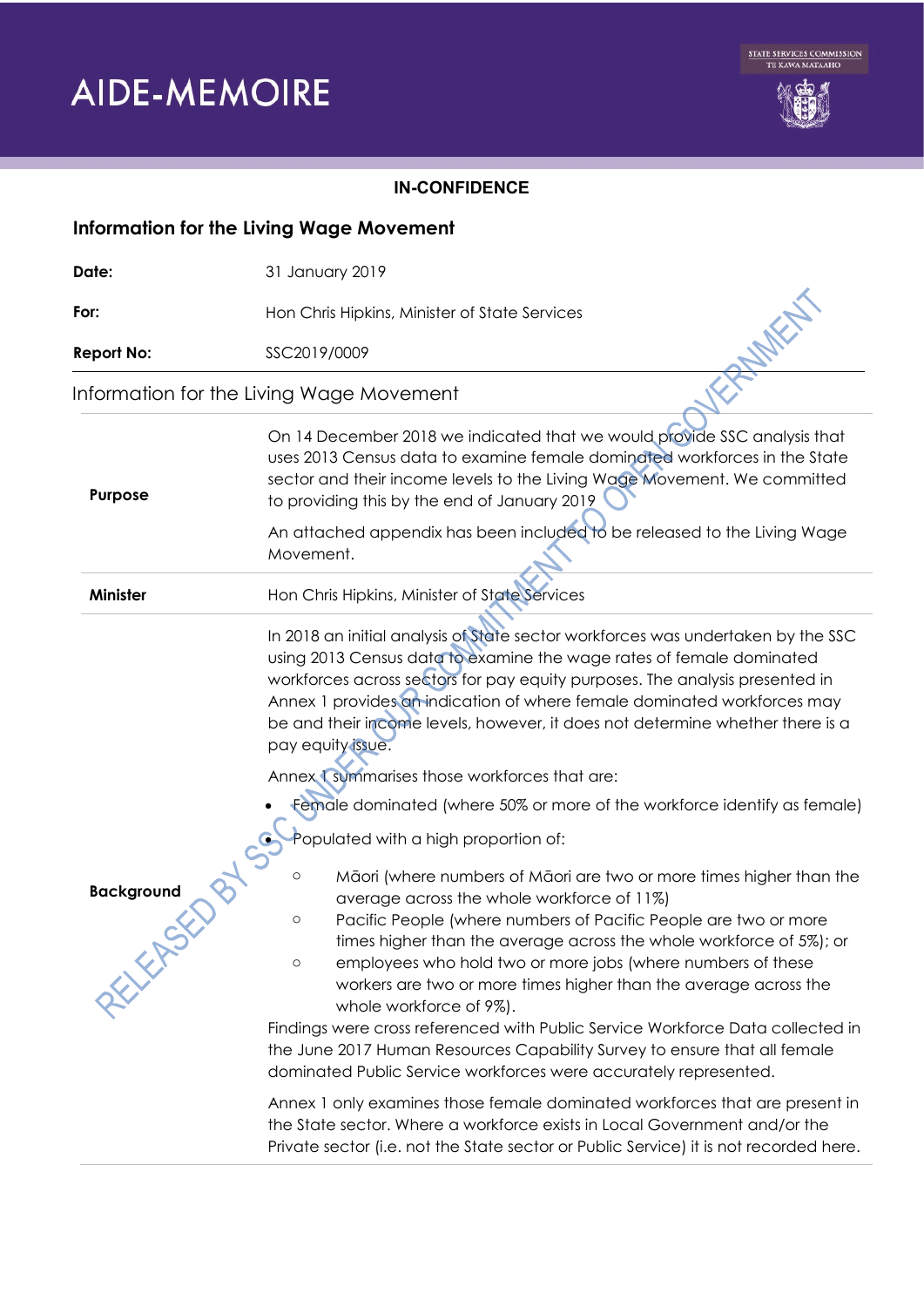# AIDE-MEMOIRE

STATE SERVICES COMMISSION
TE KAWA MATAAHO

**IN-CONFIDENCE**

## Information for the Living Wage Movement

| | |
|---|---|
| **Date:** | 31 January 2019 |
| **For:** | Hon Chris Hipkins, Minister of State Services |
| **Report No:** | SSC2019/0009 |

### Information for the Living Wage Movement

**Purpose**

On 14 December 2018 we indicated that we would provide SSC analysis that uses 2013 Census data to examine female dominated workforces in the State sector and their income levels to the Living Wage Movement. We committed to providing this by the end of January 2019.

An attached appendix has been included to be released to the Living Wage Movement.

**Minister**

Hon Chris Hipkins, Minister of State Services

**Background**

In 2018 an initial analysis of State sector workforces was undertaken by the SSC using 2013 Census data to examine the wage rates of female dominated workforces across sectors for pay equity purposes. The analysis presented in Annex 1 provides an indication of where female dominated workforces may be and their income levels, however, it does not determine whether there is a pay equity issue.

Annex 1 summarises those workforces that are:

- Female dominated (where 50% or more of the workforce identify as female)
- Populated with a high proportion of:
  - Māori (where numbers of Māori are two or more times higher than the average across the whole workforce of 11%)
  - Pacific People (where numbers of Pacific People are two or more times higher than the average across the whole workforce of 5%); or
  - employees who hold two or more jobs (where numbers of these workers are two or more times higher than the average across the whole workforce of 9%).

Findings were cross referenced with Public Service Workforce Data collected in the June 2017 Human Resources Capability Survey to ensure that all female dominated Public Service workforces were accurately represented.

Annex 1 only examines those female dominated workforces that are present in the State sector. Where a workforce exists in Local Government and/or the Private sector (i.e. not the State sector or Public Service) it is not recorded here.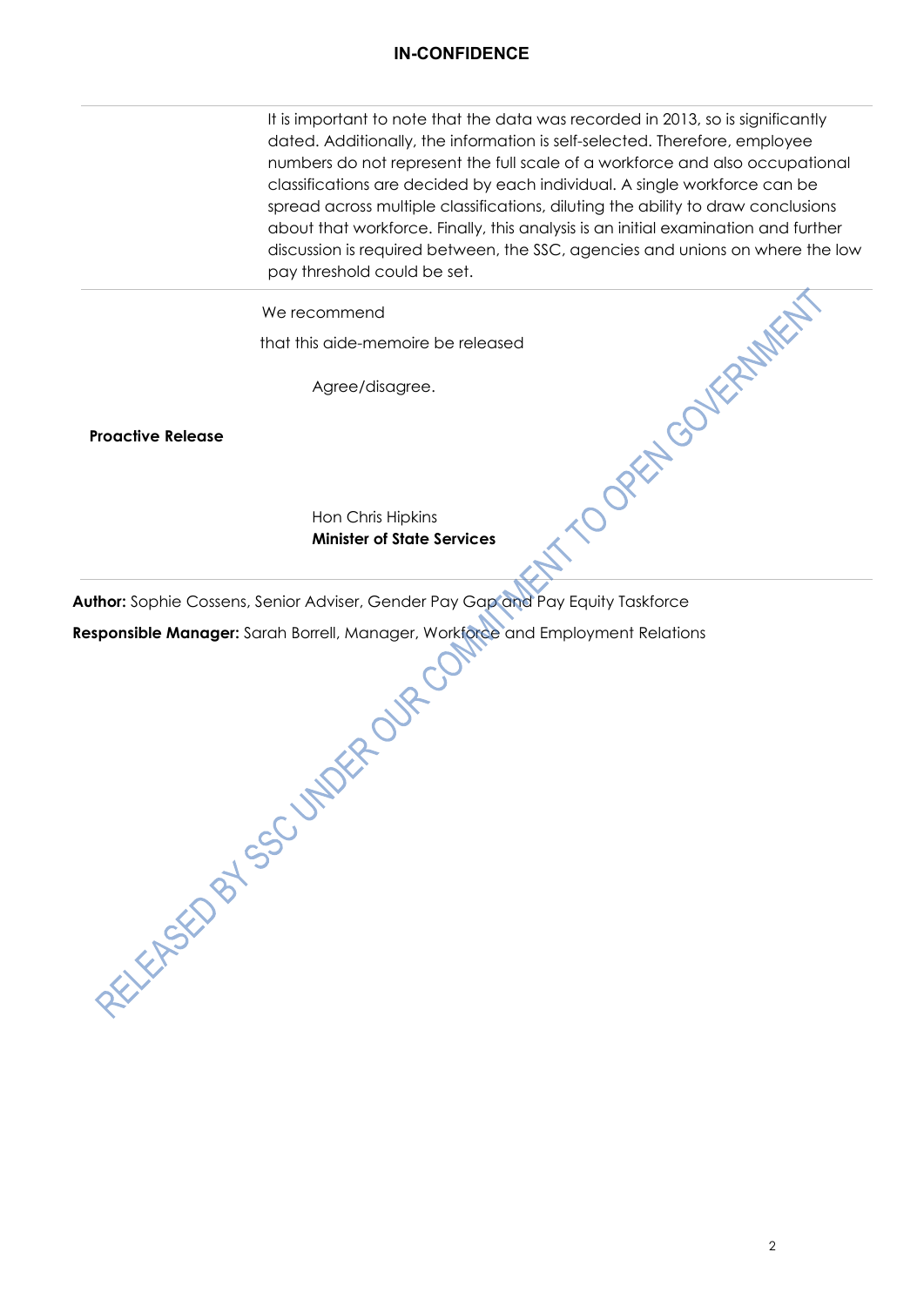It is important to note that the data was recorded in 2013, so is significantly dated. Additionally, the information is self-selected. Therefore, employee numbers do not represent the full scale of a workforce and also occupational classifications are decided by each individual. A single workforce can be spread across multiple classifications, diluting the ability to draw conclusions about that workforce. Finally, this analysis is an initial examination and further discussion is required between, the SSC, agencies and unions on where the low pay threshold could be set.

**Proactive Release**

We recommend

that this aide-memoire be released

Agree/disagree.

Hon Chris Hipkins
**Minister of State Services**

**Author:** Sophie Cossens, Senior Adviser, Gender Pay Gap and Pay Equity Taskforce

**Responsible Manager:** Sarah Borrell, Manager, Workforce and Employment Relations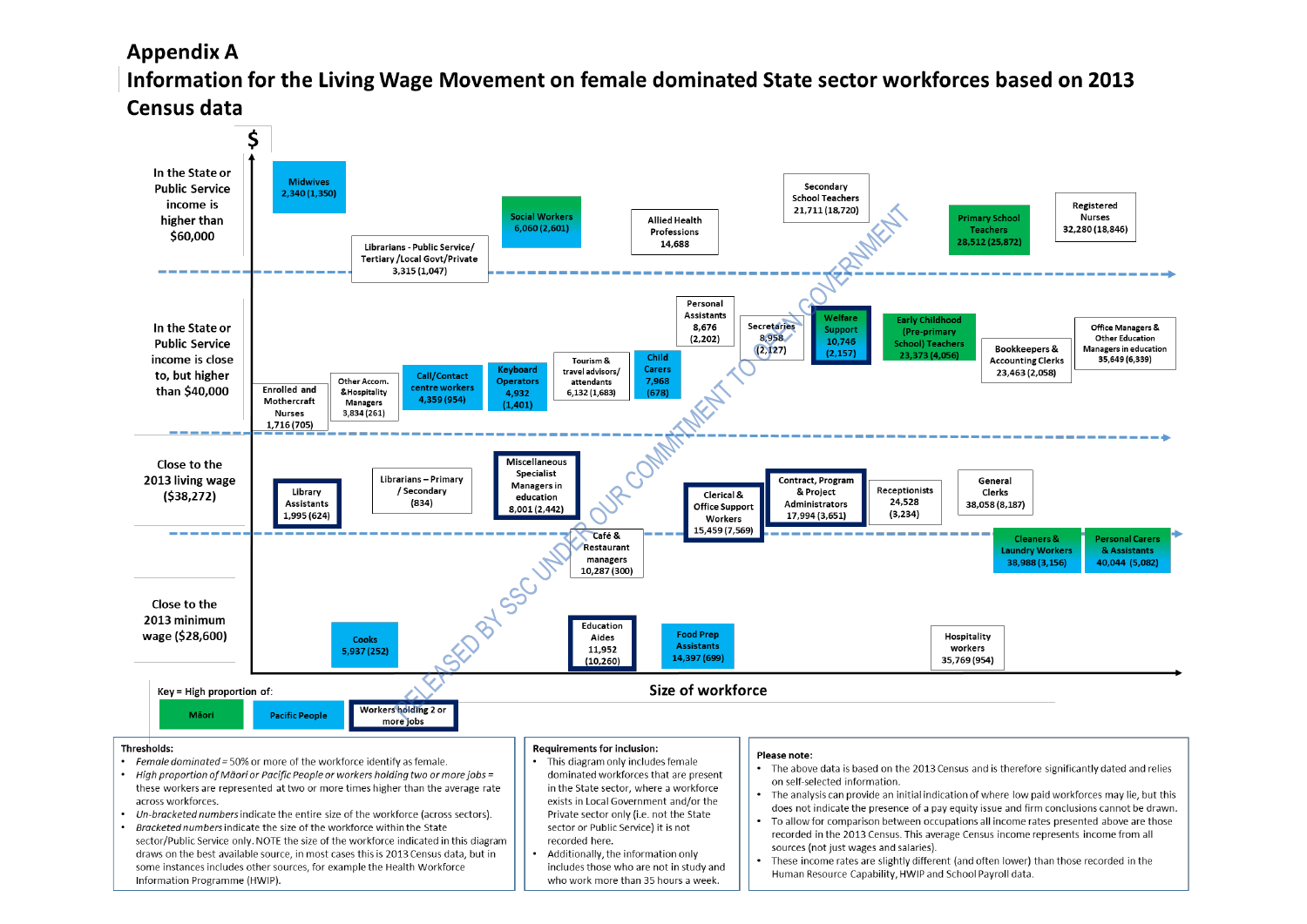# Appendix A

## Information for the Living Wage Movement on female dominated State sector workforces based on 2013 Census data

$

In the State or Public Service income is higher than $60,000

Midwives 2,340 (1,350)

Librarians - Public Service/ Tertiary /Local Govt/Private 3,315 (1,047)

Social Workers 6,060 (2,601)

Allied Health Professions 14,688

Secondary School Teachers 21,711 (18,720)

Primary School Teachers 28,512 (25,872)

Registered Nurses 32,280 (18,846)

In the State or Public Service income is close to, but higher than $40,000

Enrolled and Mothercraft Nurses 1,716 (705)

Other Accom. &Hospitality Managers 3,834 (261)

Call/Contact centre workers 4,359 (954)

Keyboard Operators 4,932 (1,401)

Tourism & travel advisors/ attendants 6,132 (1,683)

Child Carers 7,968 (678)

Personal Assistants 8,676 (2,202)

Secretaries 8,958 (2,127)

Welfare Support 10,746 (2,157)

Early Childhood (Pre-primary School) Teachers 23,373 (4,056)

Bookkeepers & Accounting Clerks 23,463 (2,058)

Office Managers & Other Education Managers in education 35,649 (6,339)

Close to the 2013 living wage ($38,272)

Library Assistants 1,995 (624)

Librarians – Primary / Secondary (834)

Miscellaneous Specialist Managers in education 8,001 (2,442)

Café & Restaurant managers 10,287 (300)

Clerical & Office Support Workers 15,459 (7,569)

Contract, Program & Project Administrators 17,994 (3,651)

Receptionists 24,528 (3,234)

General Clerks 38,058 (8,187)

Cleaners & Laundry Workers 38,988 (3,156)

Personal Carers & Assistants 40,044 (5,082)

Close to the 2013 minimum wage ($28,600)

Cooks 5,937 (252)

Education Aides 11,952 (10,260)

Food Prep Assistants 14,397 (699)

Hospitality workers 35,769 (954)

Size of workforce

RELEASED BY SSC UNDER OUR COMMITMENT TO OPEN GOVERNMENT

Key = High proportion of: Māori | Pacific People | Workers holding 2 or more jobs

**Thresholds:**

- *Female dominated* = 50% or more of the workforce identify as female.
- *High proportion of Māori or Pacific People or workers holding two or more jobs* = these workers are represented at two or more times higher than the average rate across workforces.
- *Un-bracketed numbers* indicate the entire size of the workforce (across sectors).
- *Bracketed numbers* indicate the size of the workforce within the State sector/Public Service only. NOTE the size of the workforce indicated in this diagram draws on the best available source, in most cases this is 2013 Census data, but in some instances includes other sources, for example the Health Workforce Information Programme (HWIP).

**Requirements for inclusion:**

- This diagram only includes female dominated workforces that are present in the State sector, where a workforce exists in Local Government and/or the Private sector only (i.e. not the State sector or Public Service) it is not recorded here.
- Additionally, the information only includes those who are not in study and who work more than 35 hours a week.

**Please note:**

- The above data is based on the 2013 Census and is therefore significantly dated and relies on self-selected information.
- The analysis can provide an initial indication of where low paid workforces may lie, but this does not indicate the presence of a pay equity issue and firm conclusions cannot be drawn.
- To allow for comparison between occupations all income rates presented above are those recorded in the 2013 Census. This average Census income represents income from all sources (not just wages and salaries).
- These income rates are slightly different (and often lower) than those recorded in the Human Resource Capability, HWIP and School Payroll data.